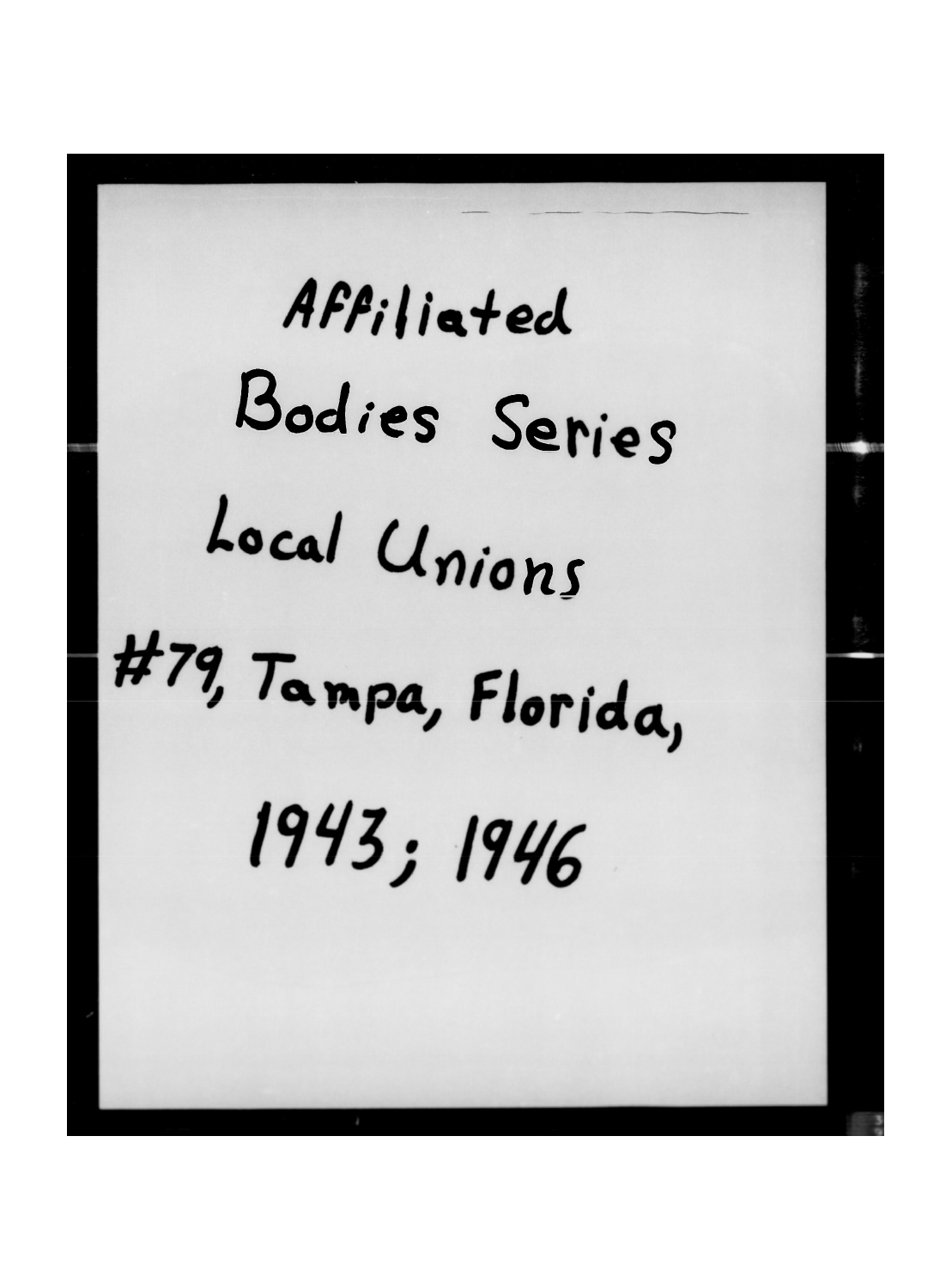Affiliated

Bodies Series

Local Unions

#79, Tampa, Florida,

1943; 1946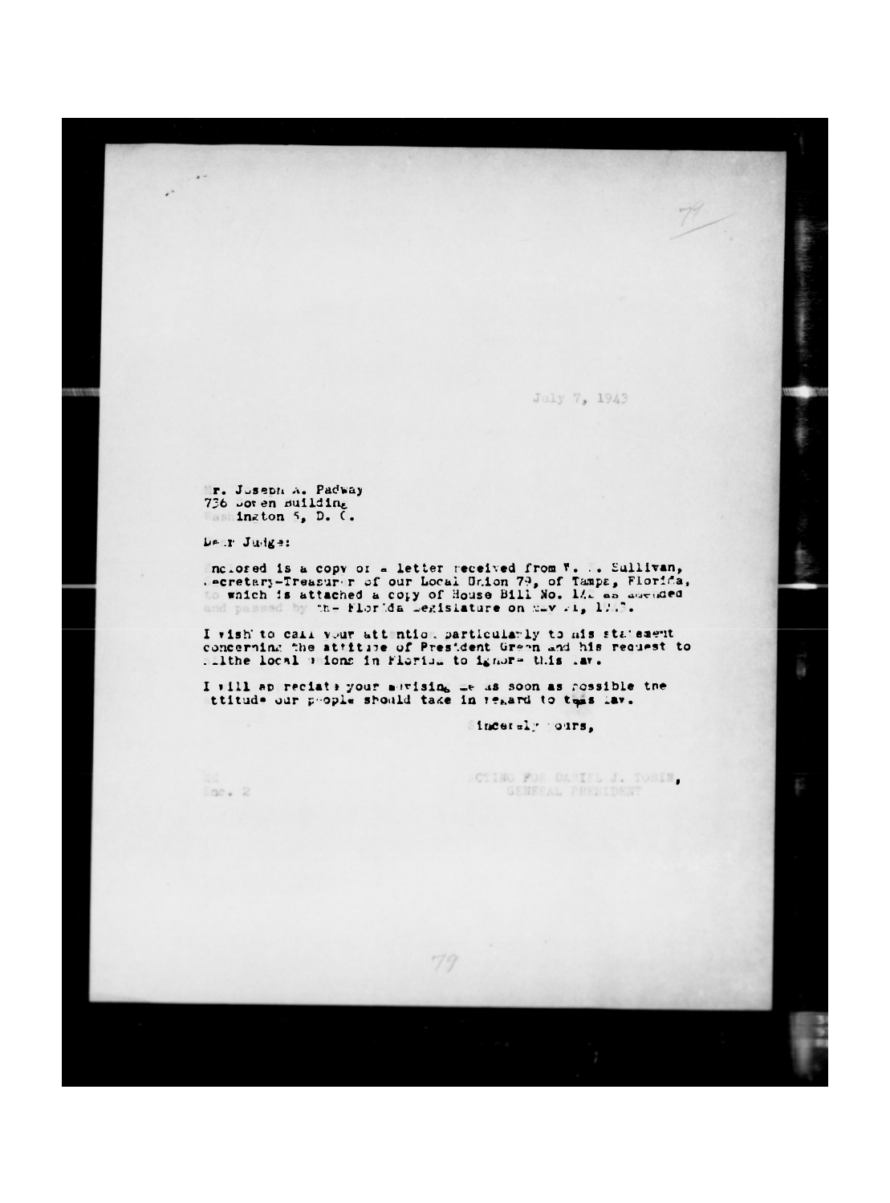July 7, 1943

Mr. Joseph A. Padway
736 Bowen Building
Washington 5, D. C.

Dear Judge:

Enclosed is a copy of a letter received from W. . Sullivan, Secretary-Treasurer of our Local Union 79, of Tampa, Florida, to which is attached a copy of House Bill No. 142 as amended and passed by the Florida Legislature on May 21, 1943.

I wish to call your attention particularly to his statement concerning the attitude of President Green and his request to all the local unions in Florida to ignore this law.

I will appreciate your advising me as soon as possible the attitude our people should take in regard to this law.

Sincerely yours,

ACTING FOR DANIEL J. TOBIN,
GENERAL PRESIDENT

Enc. 2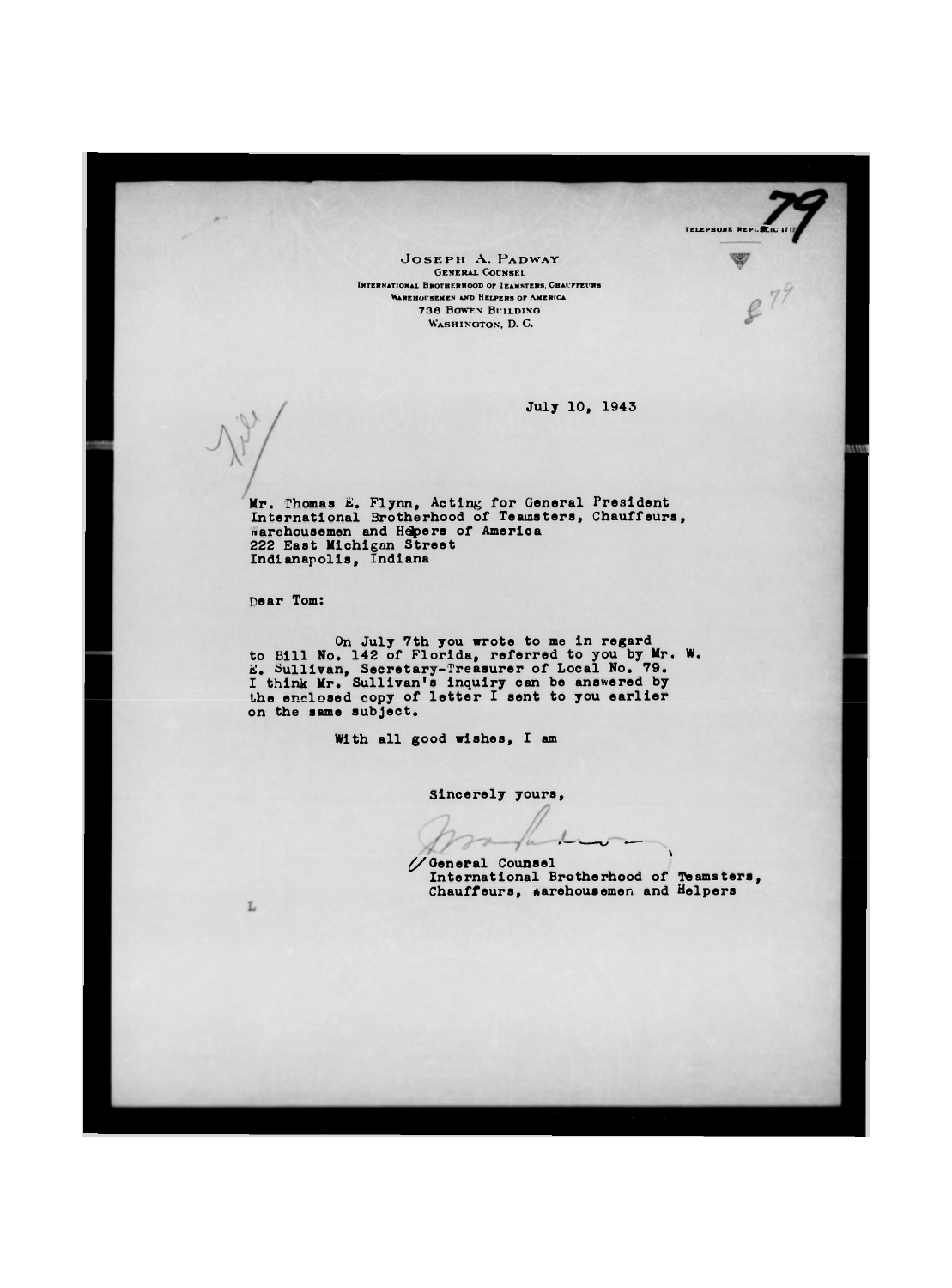79

TELEPHONE REPUBLIC 171

**JOSEPH A. PADWAY**
GENERAL COUNSEL
INTERNATIONAL BROTHERHOOD OF TEAMSTERS, CHAUFFEURS
WAREHOUSEMEN AND HELPERS OF AMERICA
736 BOWEN BUILDING
WASHINGTON, D. C.

g 79

July 10, 1943

File

Mr. Thomas E. Flynn, Acting for General President
International Brotherhood of Teamsters, Chauffeurs,
Warehousemen and Helpers of America
222 East Michigan Street
Indianapolis, Indiana

Dear Tom:

On July 7th you wrote to me in regard to Bill No. 142 of Florida, referred to you by Mr. W. E. Sullivan, Secretary-Treasurer of Local No. 79. I think Mr. Sullivan's inquiry can be answered by the enclosed copy of letter I sent to you earlier on the same subject.

With all good wishes, I am

Sincerely yours,

General Counsel
International Brotherhood of Teamsters,
Chauffeurs, Warehousemen and Helpers

L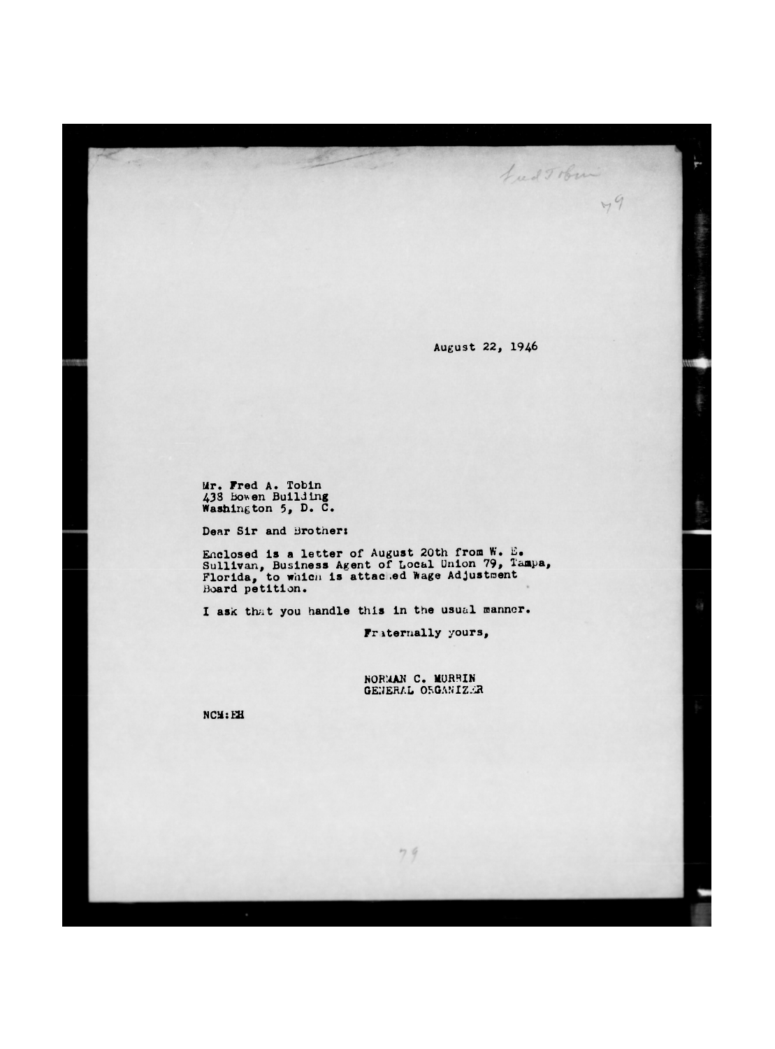Fred Tobin

79

August 22, 1946

Mr. Fred A. Tobin
438 Bowen Building
Washington 5, D. C.

Dear Sir and Brother:

Enclosed is a letter of August 20th from W. E. Sullivan, Business Agent of Local Union 79, Tampa, Florida, to which is attached Wage Adjustment Board petition.

I ask that you handle this in the usual manner.

Fraternally yours,

NORMAN C. MURRIN
GENERAL ORGANIZER

NCM:EH

79